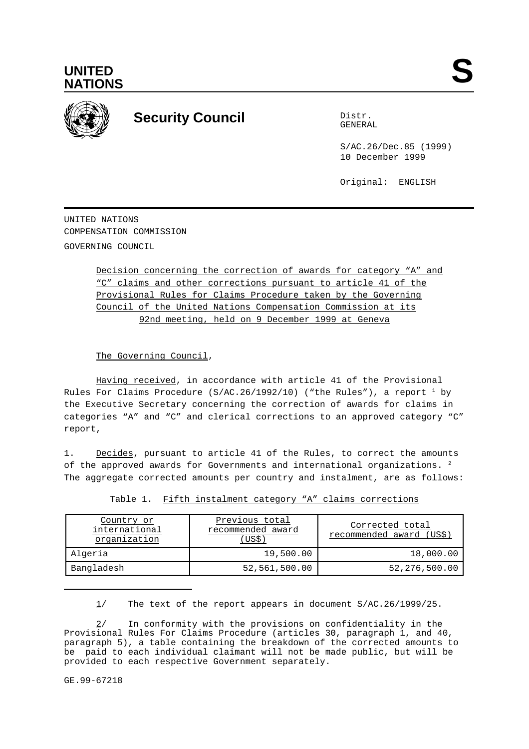UNITED NATIONS

S

# Security Council

Distr.
GENERAL

S/AC.26/Dec.85 (1999)
10 December 1999

Original: ENGLISH

UNITED NATIONS
COMPENSATION COMMISSION
GOVERNING COUNCIL

Decision concerning the correction of awards for category "A" and "C" claims and other corrections pursuant to article 41 of the Provisional Rules for Claims Procedure taken by the Governing Council of the United Nations Compensation Commission at its 92nd meeting, held on 9 December 1999 at Geneva

The Governing Council,

Having received, in accordance with article 41 of the Provisional Rules For Claims Procedure (S/AC.26/1992/10) ("the Rules"), a report [1] by the Executive Secretary concerning the correction of awards for claims in categories "A" and "C" and clerical corrections to an approved category "C" report,

1. Decides, pursuant to article 41 of the Rules, to correct the amounts of the approved awards for Governments and international organizations. [2] The aggregate corrected amounts per country and instalment, are as follows:

Table 1. Fifth instalment category "A" claims corrections

| Country or international organization | Previous total recommended award (US$) | Corrected total recommended award (US$) |
|---|---|---|
| Algeria | 19,500.00 | 18,000.00 |
| Bangladesh | 52,561,500.00 | 52,276,500.00 |

1/ The text of the report appears in document S/AC.26/1999/25.

2/ In conformity with the provisions on confidentiality in the Provisional Rules For Claims Procedure (articles 30, paragraph 1, and 40, paragraph 5), a table containing the breakdown of the corrected amounts to be paid to each individual claimant will not be made public, but will be provided to each respective Government separately.

GE.99-67218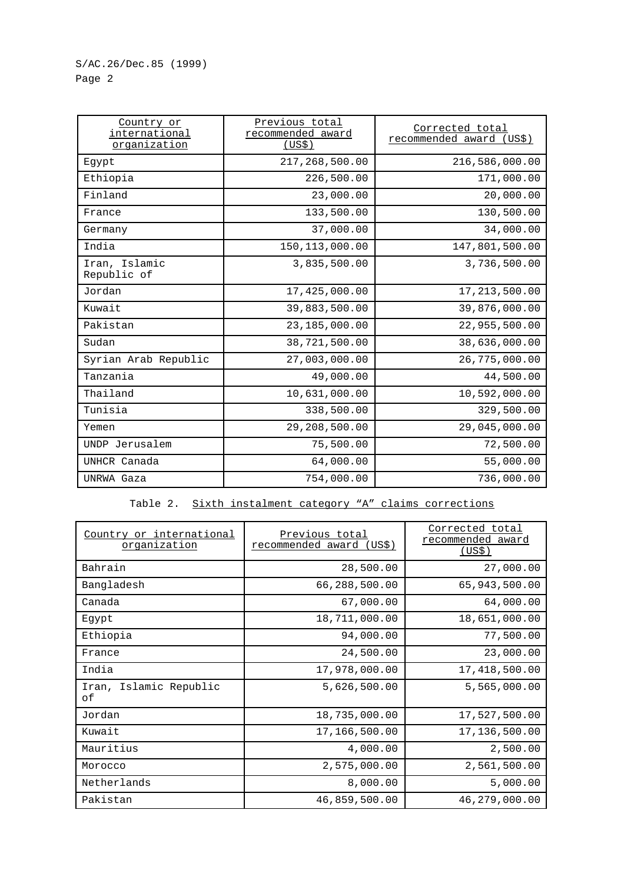| Country or international organization | Previous total recommended award (US$) | Corrected total recommended award (US$) |
|---|---|---|
| Egypt | 217,268,500.00 | 216,586,000.00 |
| Ethiopia | 226,500.00 | 171,000.00 |
| Finland | 23,000.00 | 20,000.00 |
| France | 133,500.00 | 130,500.00 |
| Germany | 37,000.00 | 34,000.00 |
| India | 150,113,000.00 | 147,801,500.00 |
| Iran, Islamic Republic of | 3,835,500.00 | 3,736,500.00 |
| Jordan | 17,425,000.00 | 17,213,500.00 |
| Kuwait | 39,883,500.00 | 39,876,000.00 |
| Pakistan | 23,185,000.00 | 22,955,500.00 |
| Sudan | 38,721,500.00 | 38,636,000.00 |
| Syrian Arab Republic | 27,003,000.00 | 26,775,000.00 |
| Tanzania | 49,000.00 | 44,500.00 |
| Thailand | 10,631,000.00 | 10,592,000.00 |
| Tunisia | 338,500.00 | 329,500.00 |
| Yemen | 29,208,500.00 | 29,045,000.00 |
| UNDP Jerusalem | 75,500.00 | 72,500.00 |
| UNHCR Canada | 64,000.00 | 55,000.00 |
| UNRWA Gaza | 754,000.00 | 736,000.00 |

Table 2. Sixth instalment category "A" claims corrections

| Country or international organization | Previous total recommended award (US$) | Corrected total recommended award (US$) |
|---|---|---|
| Bahrain | 28,500.00 | 27,000.00 |
| Bangladesh | 66,288,500.00 | 65,943,500.00 |
| Canada | 67,000.00 | 64,000.00 |
| Egypt | 18,711,000.00 | 18,651,000.00 |
| Ethiopia | 94,000.00 | 77,500.00 |
| France | 24,500.00 | 23,000.00 |
| India | 17,978,000.00 | 17,418,500.00 |
| Iran, Islamic Republic of | 5,626,500.00 | 5,565,000.00 |
| Jordan | 18,735,000.00 | 17,527,500.00 |
| Kuwait | 17,166,500.00 | 17,136,500.00 |
| Mauritius | 4,000.00 | 2,500.00 |
| Morocco | 2,575,000.00 | 2,561,500.00 |
| Netherlands | 8,000.00 | 5,000.00 |
| Pakistan | 46,859,500.00 | 46,279,000.00 |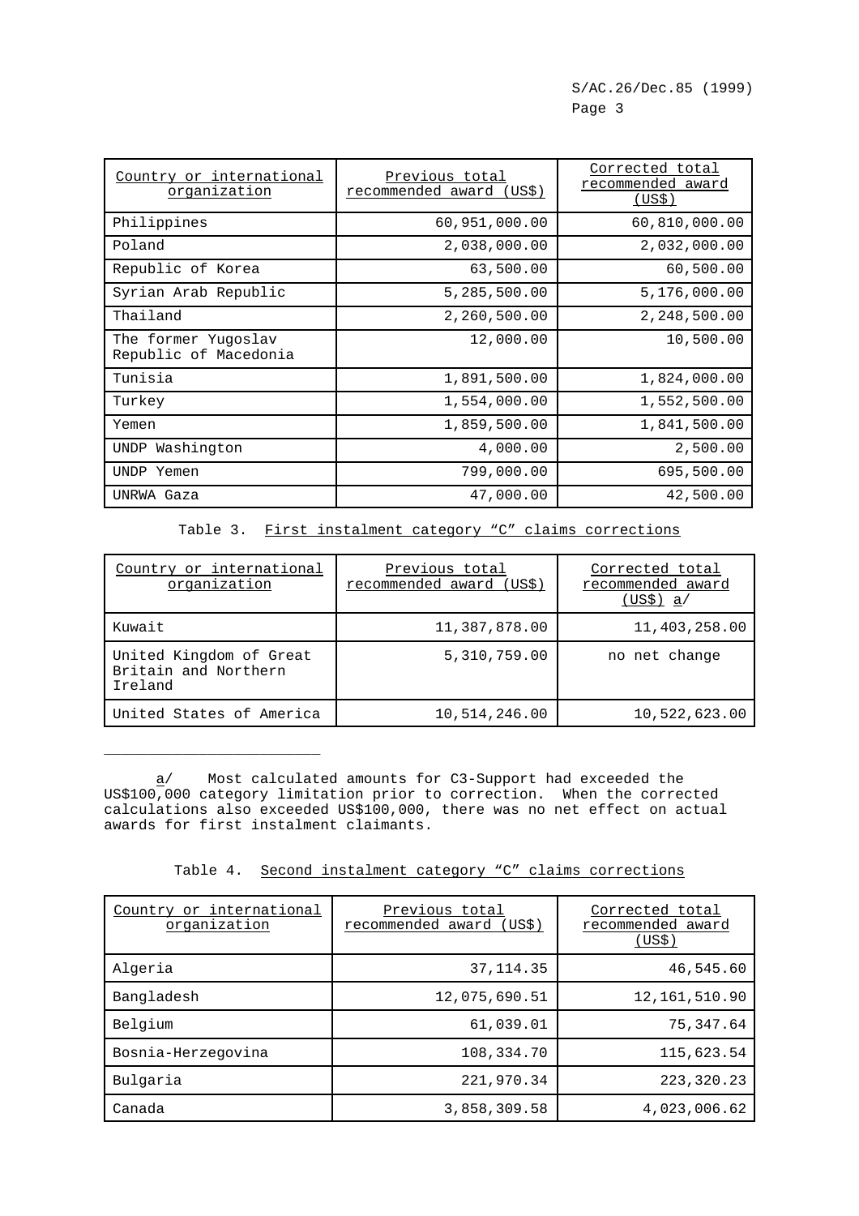| Country or international organization | Previous total recommended award (US$) | Corrected total recommended award (US$) |
|---|---|---|
| Philippines | 60,951,000.00 | 60,810,000.00 |
| Poland | 2,038,000.00 | 2,032,000.00 |
| Republic of Korea | 63,500.00 | 60,500.00 |
| Syrian Arab Republic | 5,285,500.00 | 5,176,000.00 |
| Thailand | 2,260,500.00 | 2,248,500.00 |
| The former Yugoslav Republic of Macedonia | 12,000.00 | 10,500.00 |
| Tunisia | 1,891,500.00 | 1,824,000.00 |
| Turkey | 1,554,000.00 | 1,552,500.00 |
| Yemen | 1,859,500.00 | 1,841,500.00 |
| UNDP Washington | 4,000.00 | 2,500.00 |
| UNDP Yemen | 799,000.00 | 695,500.00 |
| UNRWA Gaza | 47,000.00 | 42,500.00 |

Table 3. First instalment category "C" claims corrections

| Country or international organization | Previous total recommended award (US$) | Corrected total recommended award (US$) a/ |
|---|---|---|
| Kuwait | 11,387,878.00 | 11,403,258.00 |
| United Kingdom of Great Britain and Northern Ireland | 5,310,759.00 | no net change |
| United States of America | 10,514,246.00 | 10,522,623.00 |

---

a/ Most calculated amounts for C3-Support had exceeded the US$100,000 category limitation prior to correction. When the corrected calculations also exceeded US$100,000, there was no net effect on actual awards for first instalment claimants.

Table 4. Second instalment category "C" claims corrections

| Country or international organization | Previous total recommended award (US$) | Corrected total recommended award (US$) |
|---|---|---|
| Algeria | 37,114.35 | 46,545.60 |
| Bangladesh | 12,075,690.51 | 12,161,510.90 |
| Belgium | 61,039.01 | 75,347.64 |
| Bosnia-Herzegovina | 108,334.70 | 115,623.54 |
| Bulgaria | 221,970.34 | 223,320.23 |
| Canada | 3,858,309.58 | 4,023,006.62 |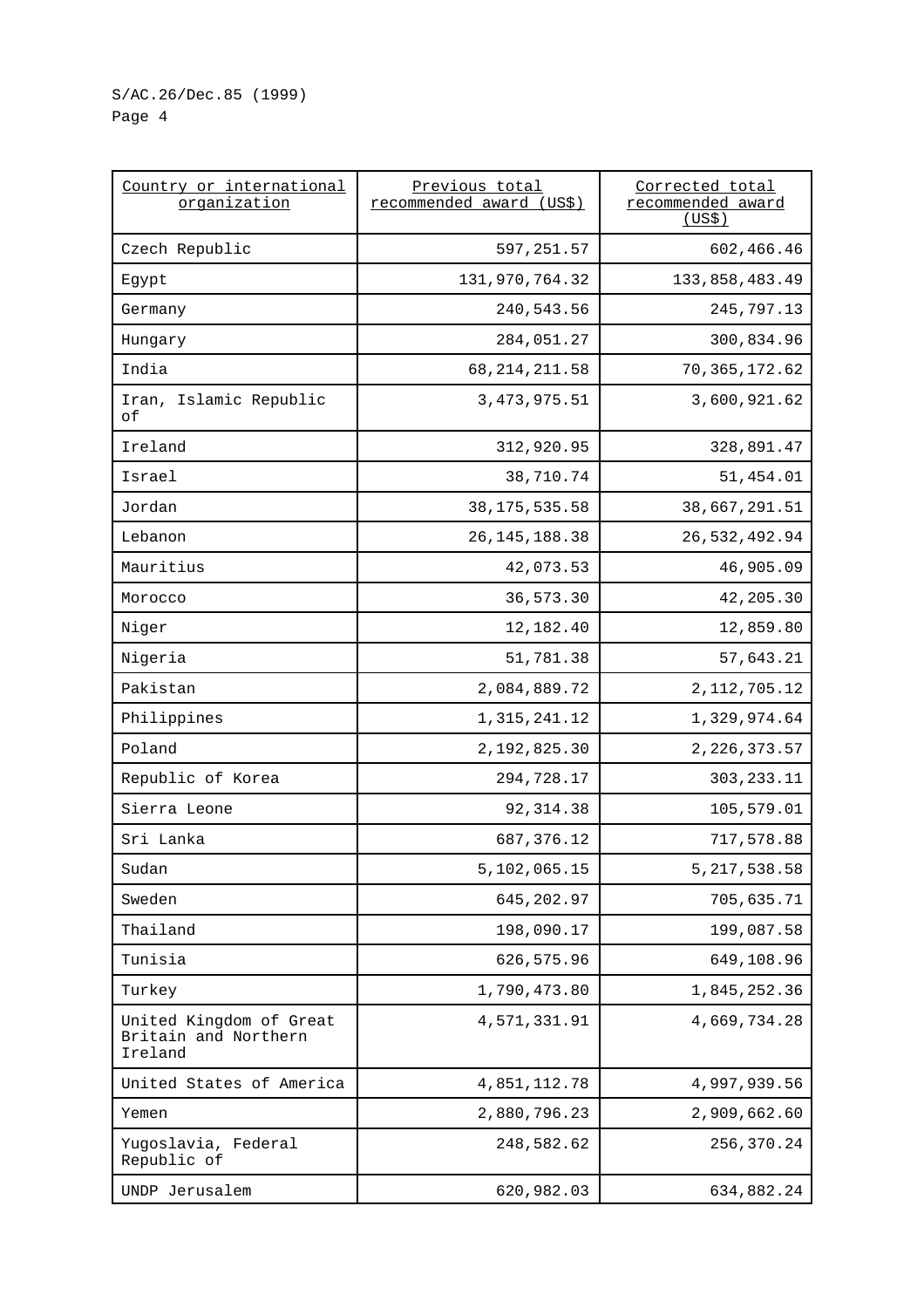| Country or international organization | Previous total recommended award (US$) | Corrected total recommended award (US$) |
|---|---:|---:|
| Czech Republic | 597,251.57 | 602,466.46 |
| Egypt | 131,970,764.32 | 133,858,483.49 |
| Germany | 240,543.56 | 245,797.13 |
| Hungary | 284,051.27 | 300,834.96 |
| India | 68,214,211.58 | 70,365,172.62 |
| Iran, Islamic Republic of | 3,473,975.51 | 3,600,921.62 |
| Ireland | 312,920.95 | 328,891.47 |
| Israel | 38,710.74 | 51,454.01 |
| Jordan | 38,175,535.58 | 38,667,291.51 |
| Lebanon | 26,145,188.38 | 26,532,492.94 |
| Mauritius | 42,073.53 | 46,905.09 |
| Morocco | 36,573.30 | 42,205.30 |
| Niger | 12,182.40 | 12,859.80 |
| Nigeria | 51,781.38 | 57,643.21 |
| Pakistan | 2,084,889.72 | 2,112,705.12 |
| Philippines | 1,315,241.12 | 1,329,974.64 |
| Poland | 2,192,825.30 | 2,226,373.57 |
| Republic of Korea | 294,728.17 | 303,233.11 |
| Sierra Leone | 92,314.38 | 105,579.01 |
| Sri Lanka | 687,376.12 | 717,578.88 |
| Sudan | 5,102,065.15 | 5,217,538.58 |
| Sweden | 645,202.97 | 705,635.71 |
| Thailand | 198,090.17 | 199,087.58 |
| Tunisia | 626,575.96 | 649,108.96 |
| Turkey | 1,790,473.80 | 1,845,252.36 |
| United Kingdom of Great Britain and Northern Ireland | 4,571,331.91 | 4,669,734.28 |
| United States of America | 4,851,112.78 | 4,997,939.56 |
| Yemen | 2,880,796.23 | 2,909,662.60 |
| Yugoslavia, Federal Republic of | 248,582.62 | 256,370.24 |
| UNDP Jerusalem | 620,982.03 | 634,882.24 |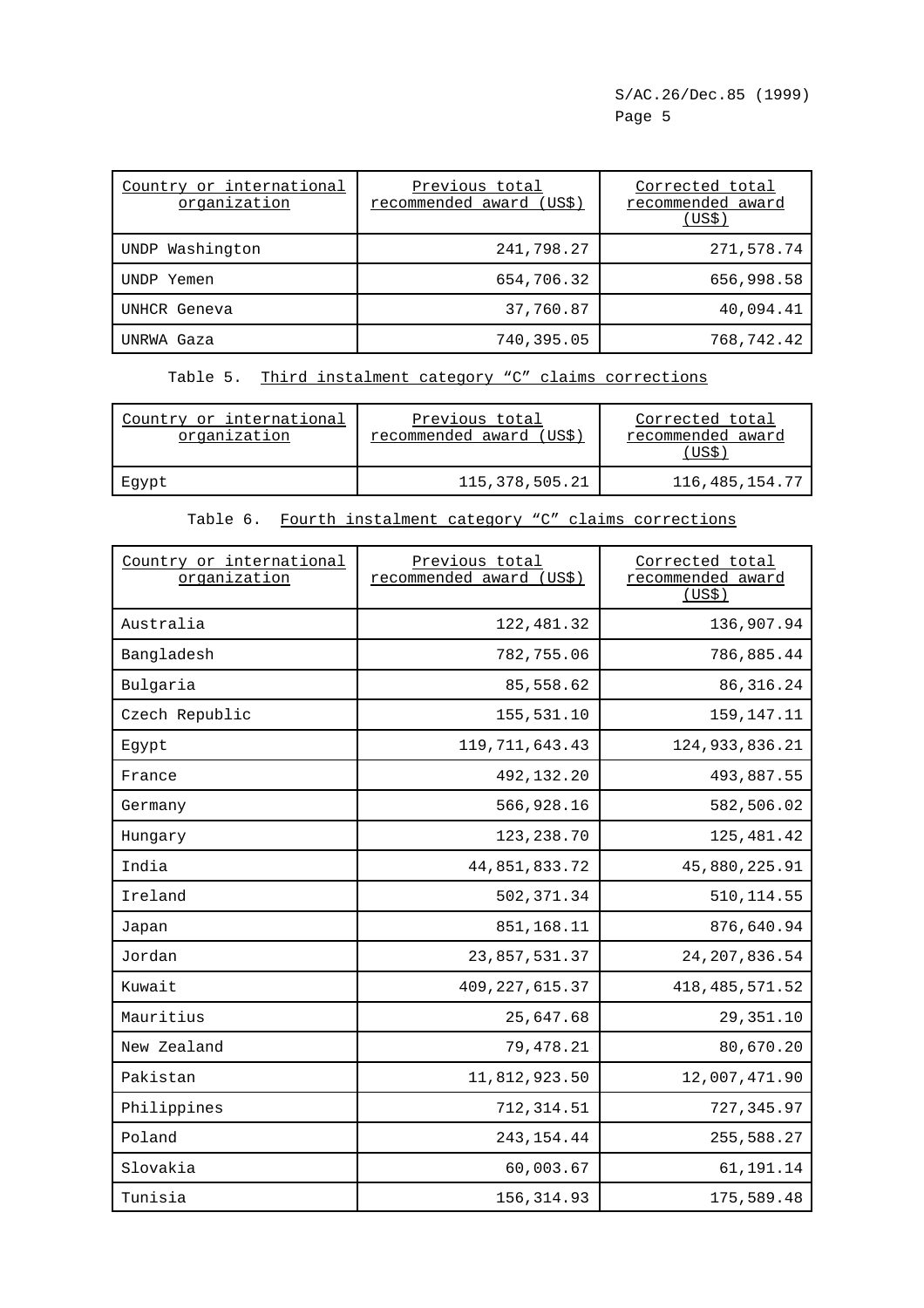| Country or international organization | Previous total recommended award (US$) | Corrected total recommended award (US$) |
|---|---|---|
| UNDP Washington | 241,798.27 | 271,578.74 |
| UNDP Yemen | 654,706.32 | 656,998.58 |
| UNHCR Geneva | 37,760.87 | 40,094.41 |
| UNRWA Gaza | 740,395.05 | 768,742.42 |

Table 5. Third instalment category “C” claims corrections

| Country or international organization | Previous total recommended award (US$) | Corrected total recommended award (US$) |
|---|---|---|
| Egypt | 115,378,505.21 | 116,485,154.77 |

Table 6. Fourth instalment category “C” claims corrections

| Country or international organization | Previous total recommended award (US$) | Corrected total recommended award (US$) |
|---|---|---|
| Australia | 122,481.32 | 136,907.94 |
| Bangladesh | 782,755.06 | 786,885.44 |
| Bulgaria | 85,558.62 | 86,316.24 |
| Czech Republic | 155,531.10 | 159,147.11 |
| Egypt | 119,711,643.43 | 124,933,836.21 |
| France | 492,132.20 | 493,887.55 |
| Germany | 566,928.16 | 582,506.02 |
| Hungary | 123,238.70 | 125,481.42 |
| India | 44,851,833.72 | 45,880,225.91 |
| Ireland | 502,371.34 | 510,114.55 |
| Japan | 851,168.11 | 876,640.94 |
| Jordan | 23,857,531.37 | 24,207,836.54 |
| Kuwait | 409,227,615.37 | 418,485,571.52 |
| Mauritius | 25,647.68 | 29,351.10 |
| New Zealand | 79,478.21 | 80,670.20 |
| Pakistan | 11,812,923.50 | 12,007,471.90 |
| Philippines | 712,314.51 | 727,345.97 |
| Poland | 243,154.44 | 255,588.27 |
| Slovakia | 60,003.67 | 61,191.14 |
| Tunisia | 156,314.93 | 175,589.48 |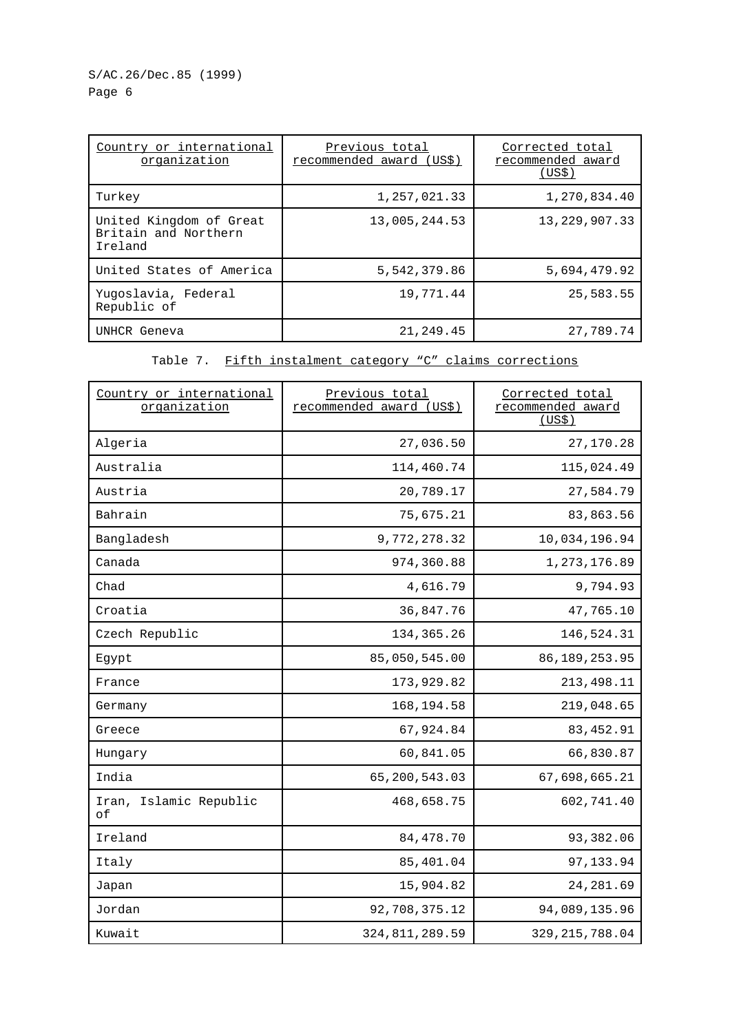| Country or international organization | Previous total recommended award (US$) | Corrected total recommended award (US$) |
|---|---|---|
| Turkey | 1,257,021.33 | 1,270,834.40 |
| United Kingdom of Great Britain and Northern Ireland | 13,005,244.53 | 13,229,907.33 |
| United States of America | 5,542,379.86 | 5,694,479.92 |
| Yugoslavia, Federal Republic of | 19,771.44 | 25,583.55 |
| UNHCR Geneva | 21,249.45 | 27,789.74 |

Table 7. Fifth instalment category “C” claims corrections

| Country or international organization | Previous total recommended award (US$) | Corrected total recommended award (US$) |
|---|---|---|
| Algeria | 27,036.50 | 27,170.28 |
| Australia | 114,460.74 | 115,024.49 |
| Austria | 20,789.17 | 27,584.79 |
| Bahrain | 75,675.21 | 83,863.56 |
| Bangladesh | 9,772,278.32 | 10,034,196.94 |
| Canada | 974,360.88 | 1,273,176.89 |
| Chad | 4,616.79 | 9,794.93 |
| Croatia | 36,847.76 | 47,765.10 |
| Czech Republic | 134,365.26 | 146,524.31 |
| Egypt | 85,050,545.00 | 86,189,253.95 |
| France | 173,929.82 | 213,498.11 |
| Germany | 168,194.58 | 219,048.65 |
| Greece | 67,924.84 | 83,452.91 |
| Hungary | 60,841.05 | 66,830.87 |
| India | 65,200,543.03 | 67,698,665.21 |
| Iran, Islamic Republic of | 468,658.75 | 602,741.40 |
| Ireland | 84,478.70 | 93,382.06 |
| Italy | 85,401.04 | 97,133.94 |
| Japan | 15,904.82 | 24,281.69 |
| Jordan | 92,708,375.12 | 94,089,135.96 |
| Kuwait | 324,811,289.59 | 329,215,788.04 |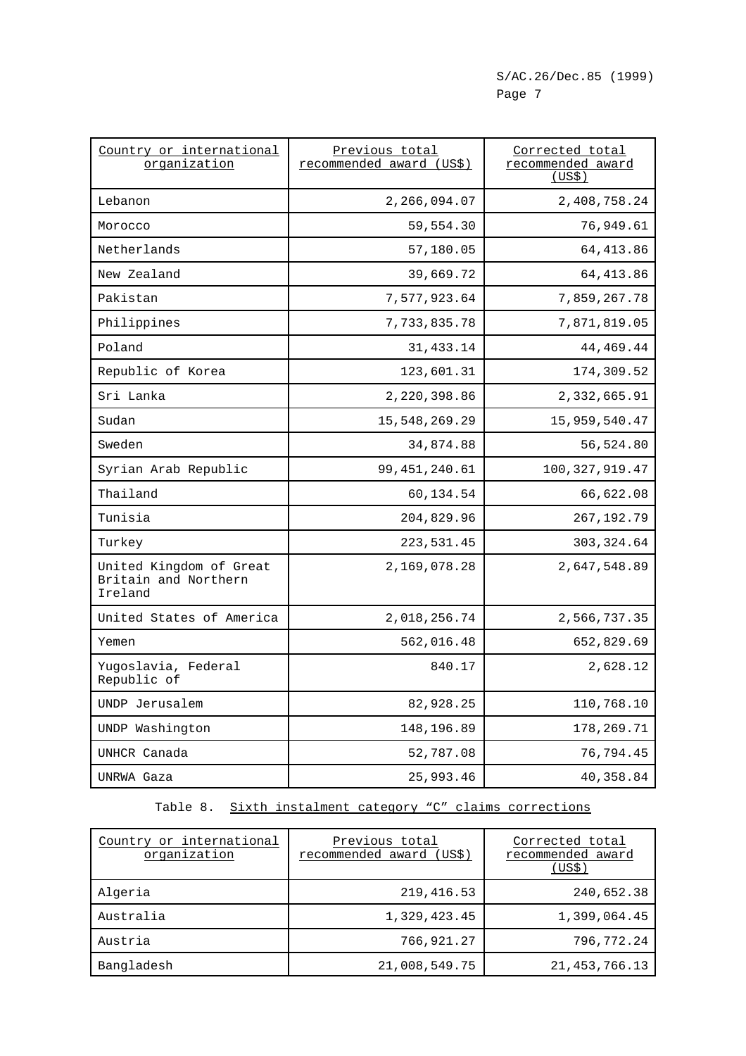| Country or international organization | Previous total recommended award (US$) | Corrected total recommended award (US$) |
|---|---:|---:|
| Lebanon | 2,266,094.07 | 2,408,758.24 |
| Morocco | 59,554.30 | 76,949.61 |
| Netherlands | 57,180.05 | 64,413.86 |
| New Zealand | 39,669.72 | 64,413.86 |
| Pakistan | 7,577,923.64 | 7,859,267.78 |
| Philippines | 7,733,835.78 | 7,871,819.05 |
| Poland | 31,433.14 | 44,469.44 |
| Republic of Korea | 123,601.31 | 174,309.52 |
| Sri Lanka | 2,220,398.86 | 2,332,665.91 |
| Sudan | 15,548,269.29 | 15,959,540.47 |
| Sweden | 34,874.88 | 56,524.80 |
| Syrian Arab Republic | 99,451,240.61 | 100,327,919.47 |
| Thailand | 60,134.54 | 66,622.08 |
| Tunisia | 204,829.96 | 267,192.79 |
| Turkey | 223,531.45 | 303,324.64 |
| United Kingdom of Great Britain and Northern Ireland | 2,169,078.28 | 2,647,548.89 |
| United States of America | 2,018,256.74 | 2,566,737.35 |
| Yemen | 562,016.48 | 652,829.69 |
| Yugoslavia, Federal Republic of | 840.17 | 2,628.12 |
| UNDP Jerusalem | 82,928.25 | 110,768.10 |
| UNDP Washington | 148,196.89 | 178,269.71 |
| UNHCR Canada | 52,787.08 | 76,794.45 |
| UNRWA Gaza | 25,993.46 | 40,358.84 |

Table 8. Sixth instalment category "C" claims corrections

| Country or international organization | Previous total recommended award (US$) | Corrected total recommended award (US$) |
|---|---:|---:|
| Algeria | 219,416.53 | 240,652.38 |
| Australia | 1,329,423.45 | 1,399,064.45 |
| Austria | 766,921.27 | 796,772.24 |
| Bangladesh | 21,008,549.75 | 21,453,766.13 |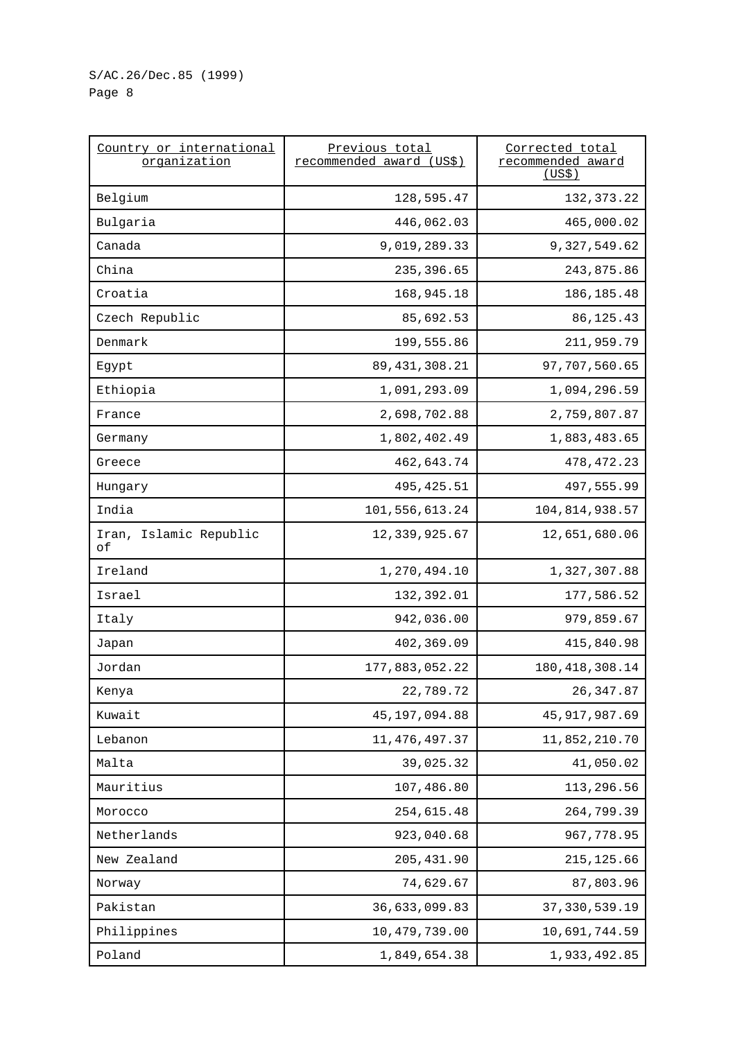| Country or international organization | Previous total recommended award (US$) | Corrected total recommended award (US$) |
|---|---|---|
| Belgium | 128,595.47 | 132,373.22 |
| Bulgaria | 446,062.03 | 465,000.02 |
| Canada | 9,019,289.33 | 9,327,549.62 |
| China | 235,396.65 | 243,875.86 |
| Croatia | 168,945.18 | 186,185.48 |
| Czech Republic | 85,692.53 | 86,125.43 |
| Denmark | 199,555.86 | 211,959.79 |
| Egypt | 89,431,308.21 | 97,707,560.65 |
| Ethiopia | 1,091,293.09 | 1,094,296.59 |
| France | 2,698,702.88 | 2,759,807.87 |
| Germany | 1,802,402.49 | 1,883,483.65 |
| Greece | 462,643.74 | 478,472.23 |
| Hungary | 495,425.51 | 497,555.99 |
| India | 101,556,613.24 | 104,814,938.57 |
| Iran, Islamic Republic of | 12,339,925.67 | 12,651,680.06 |
| Ireland | 1,270,494.10 | 1,327,307.88 |
| Israel | 132,392.01 | 177,586.52 |
| Italy | 942,036.00 | 979,859.67 |
| Japan | 402,369.09 | 415,840.98 |
| Jordan | 177,883,052.22 | 180,418,308.14 |
| Kenya | 22,789.72 | 26,347.87 |
| Kuwait | 45,197,094.88 | 45,917,987.69 |
| Lebanon | 11,476,497.37 | 11,852,210.70 |
| Malta | 39,025.32 | 41,050.02 |
| Mauritius | 107,486.80 | 113,296.56 |
| Morocco | 254,615.48 | 264,799.39 |
| Netherlands | 923,040.68 | 967,778.95 |
| New Zealand | 205,431.90 | 215,125.66 |
| Norway | 74,629.67 | 87,803.96 |
| Pakistan | 36,633,099.83 | 37,330,539.19 |
| Philippines | 10,479,739.00 | 10,691,744.59 |
| Poland | 1,849,654.38 | 1,933,492.85 |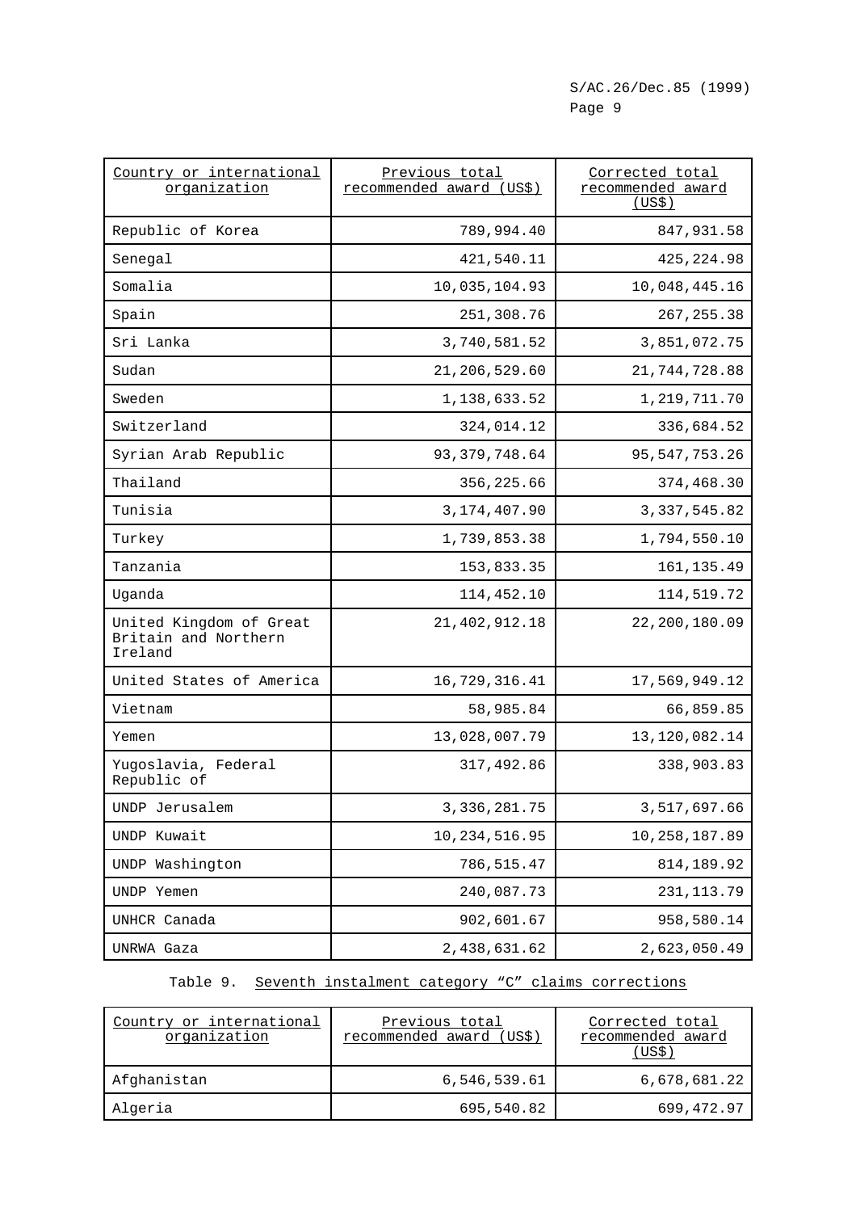| Country or international organization | Previous total recommended award (US$) | Corrected total recommended award (US$) |
|---|---|---|
| Republic of Korea | 789,994.40 | 847,931.58 |
| Senegal | 421,540.11 | 425,224.98 |
| Somalia | 10,035,104.93 | 10,048,445.16 |
| Spain | 251,308.76 | 267,255.38 |
| Sri Lanka | 3,740,581.52 | 3,851,072.75 |
| Sudan | 21,206,529.60 | 21,744,728.88 |
| Sweden | 1,138,633.52 | 1,219,711.70 |
| Switzerland | 324,014.12 | 336,684.52 |
| Syrian Arab Republic | 93,379,748.64 | 95,547,753.26 |
| Thailand | 356,225.66 | 374,468.30 |
| Tunisia | 3,174,407.90 | 3,337,545.82 |
| Turkey | 1,739,853.38 | 1,794,550.10 |
| Tanzania | 153,833.35 | 161,135.49 |
| Uganda | 114,452.10 | 114,519.72 |
| United Kingdom of Great Britain and Northern Ireland | 21,402,912.18 | 22,200,180.09 |
| United States of America | 16,729,316.41 | 17,569,949.12 |
| Vietnam | 58,985.84 | 66,859.85 |
| Yemen | 13,028,007.79 | 13,120,082.14 |
| Yugoslavia, Federal Republic of | 317,492.86 | 338,903.83 |
| UNDP Jerusalem | 3,336,281.75 | 3,517,697.66 |
| UNDP Kuwait | 10,234,516.95 | 10,258,187.89 |
| UNDP Washington | 786,515.47 | 814,189.92 |
| UNDP Yemen | 240,087.73 | 231,113.79 |
| UNHCR Canada | 902,601.67 | 958,580.14 |
| UNRWA Gaza | 2,438,631.62 | 2,623,050.49 |

Table 9. Seventh instalment category "C" claims corrections

| Country or international organization | Previous total recommended award (US$) | Corrected total recommended award (US$) |
|---|---|---|
| Afghanistan | 6,546,539.61 | 6,678,681.22 |
| Algeria | 695,540.82 | 699,472.97 |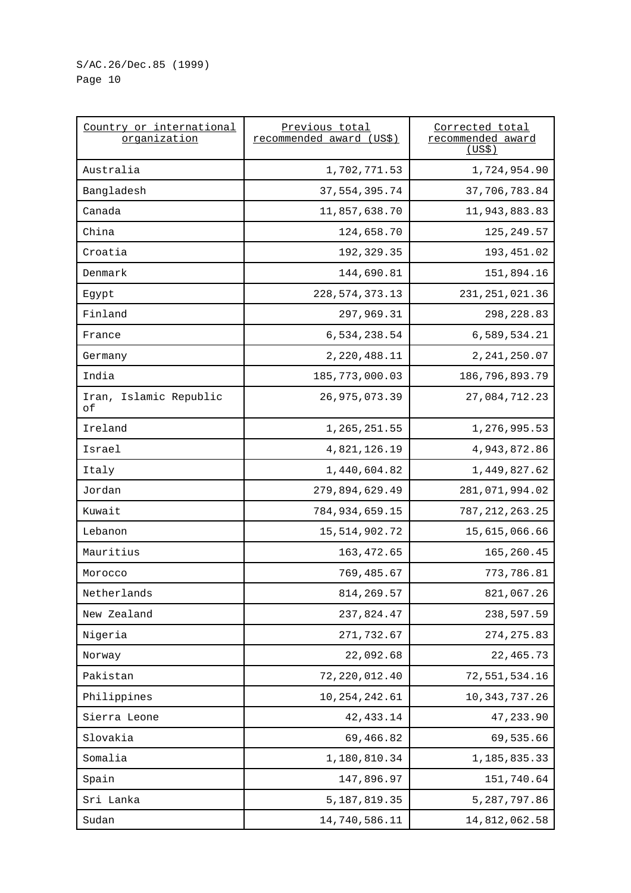| Country or international organization | Previous total recommended award (US$) | Corrected total recommended award (US$) |
|---|---:|---:|
| Australia | 1,702,771.53 | 1,724,954.90 |
| Bangladesh | 37,554,395.74 | 37,706,783.84 |
| Canada | 11,857,638.70 | 11,943,883.83 |
| China | 124,658.70 | 125,249.57 |
| Croatia | 192,329.35 | 193,451.02 |
| Denmark | 144,690.81 | 151,894.16 |
| Egypt | 228,574,373.13 | 231,251,021.36 |
| Finland | 297,969.31 | 298,228.83 |
| France | 6,534,238.54 | 6,589,534.21 |
| Germany | 2,220,488.11 | 2,241,250.07 |
| India | 185,773,000.03 | 186,796,893.79 |
| Iran, Islamic Republic of | 26,975,073.39 | 27,084,712.23 |
| Ireland | 1,265,251.55 | 1,276,995.53 |
| Israel | 4,821,126.19 | 4,943,872.86 |
| Italy | 1,440,604.82 | 1,449,827.62 |
| Jordan | 279,894,629.49 | 281,071,994.02 |
| Kuwait | 784,934,659.15 | 787,212,263.25 |
| Lebanon | 15,514,902.72 | 15,615,066.66 |
| Mauritius | 163,472.65 | 165,260.45 |
| Morocco | 769,485.67 | 773,786.81 |
| Netherlands | 814,269.57 | 821,067.26 |
| New Zealand | 237,824.47 | 238,597.59 |
| Nigeria | 271,732.67 | 274,275.83 |
| Norway | 22,092.68 | 22,465.73 |
| Pakistan | 72,220,012.40 | 72,551,534.16 |
| Philippines | 10,254,242.61 | 10,343,737.26 |
| Sierra Leone | 42,433.14 | 47,233.90 |
| Slovakia | 69,466.82 | 69,535.66 |
| Somalia | 1,180,810.34 | 1,185,835.33 |
| Spain | 147,896.97 | 151,740.64 |
| Sri Lanka | 5,187,819.35 | 5,287,797.86 |
| Sudan | 14,740,586.11 | 14,812,062.58 |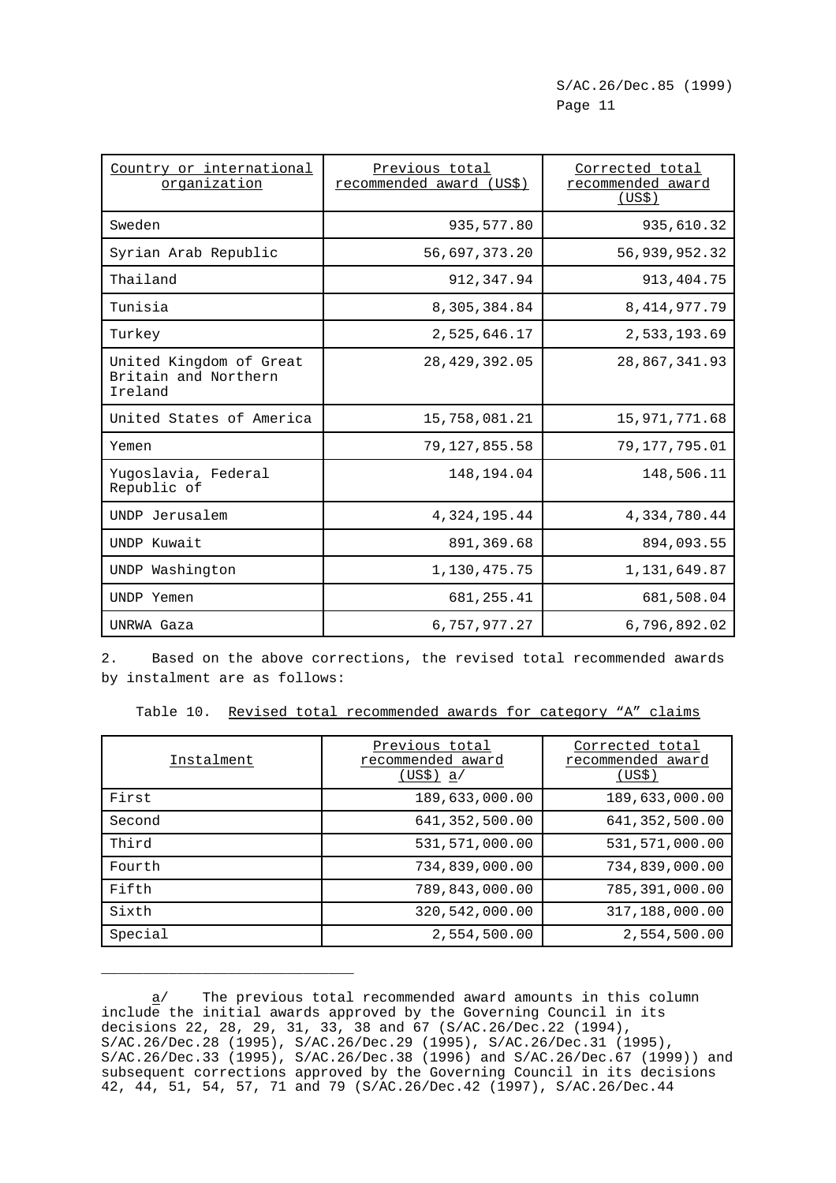| Country or international organization | Previous total recommended award (US$) | Corrected total recommended award (US$) |
|---|---|---|
| Sweden | 935,577.80 | 935,610.32 |
| Syrian Arab Republic | 56,697,373.20 | 56,939,952.32 |
| Thailand | 912,347.94 | 913,404.75 |
| Tunisia | 8,305,384.84 | 8,414,977.79 |
| Turkey | 2,525,646.17 | 2,533,193.69 |
| United Kingdom of Great Britain and Northern Ireland | 28,429,392.05 | 28,867,341.93 |
| United States of America | 15,758,081.21 | 15,971,771.68 |
| Yemen | 79,127,855.58 | 79,177,795.01 |
| Yugoslavia, Federal Republic of | 148,194.04 | 148,506.11 |
| UNDP Jerusalem | 4,324,195.44 | 4,334,780.44 |
| UNDP Kuwait | 891,369.68 | 894,093.55 |
| UNDP Washington | 1,130,475.75 | 1,131,649.87 |
| UNDP Yemen | 681,255.41 | 681,508.04 |
| UNRWA Gaza | 6,757,977.27 | 6,796,892.02 |

2. Based on the above corrections, the revised total recommended awards by instalment are as follows:

Table 10. Revised total recommended awards for category "A" claims

| Instalment | Previous total recommended award (US$) a/ | Corrected total recommended award (US$) |
|---|---|---|
| First | 189,633,000.00 | 189,633,000.00 |
| Second | 641,352,500.00 | 641,352,500.00 |
| Third | 531,571,000.00 | 531,571,000.00 |
| Fourth | 734,839,000.00 | 734,839,000.00 |
| Fifth | 789,843,000.00 | 785,391,000.00 |
| Sixth | 320,542,000.00 | 317,188,000.00 |
| Special | 2,554,500.00 | 2,554,500.00 |

---

a/ The previous total recommended award amounts in this column include the initial awards approved by the Governing Council in its decisions 22, 28, 29, 31, 33, 38 and 67 (S/AC.26/Dec.22 (1994), S/AC.26/Dec.28 (1995), S/AC.26/Dec.29 (1995), S/AC.26/Dec.31 (1995), S/AC.26/Dec.33 (1995), S/AC.26/Dec.38 (1996) and S/AC.26/Dec.67 (1999)) and subsequent corrections approved by the Governing Council in its decisions 42, 44, 51, 54, 57, 71 and 79 (S/AC.26/Dec.42 (1997), S/AC.26/Dec.44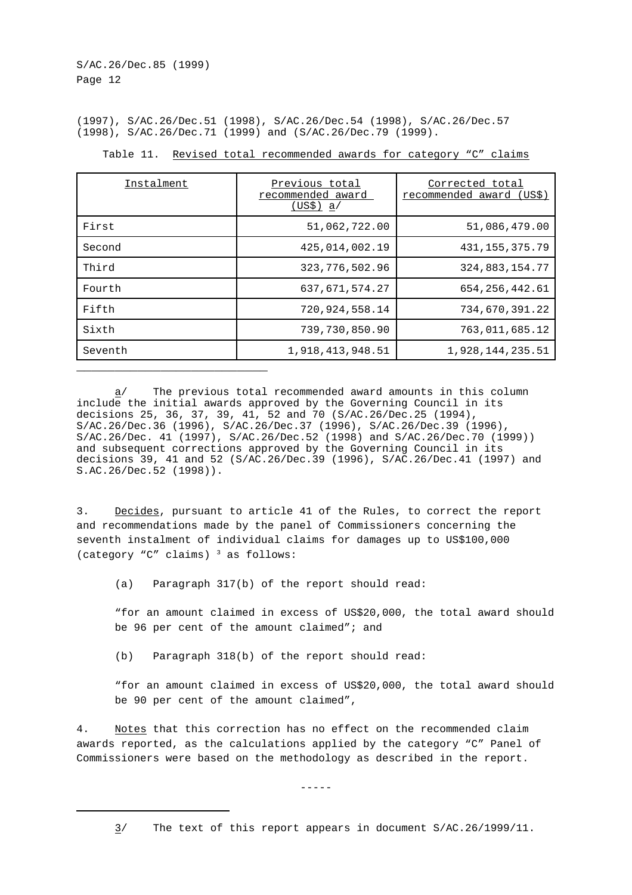(1997), S/AC.26/Dec.51 (1998), S/AC.26/Dec.54 (1998), S/AC.26/Dec.57 (1998), S/AC.26/Dec.71 (1999) and (S/AC.26/Dec.79 (1999).

Table 11. Revised total recommended awards for category "C" claims

| Instalment | Previous total recommended award (US$) a/ | Corrected total recommended award (US$) |
|---|---|---|
| First | 51,062,722.00 | 51,086,479.00 |
| Second | 425,014,002.19 | 431,155,375.79 |
| Third | 323,776,502.96 | 324,883,154.77 |
| Fourth | 637,671,574.27 | 654,256,442.61 |
| Fifth | 720,924,558.14 | 734,670,391.22 |
| Sixth | 739,730,850.90 | 763,011,685.12 |
| Seventh | 1,918,413,948.51 | 1,928,144,235.51 |

a/ The previous total recommended award amounts in this column include the initial awards approved by the Governing Council in its decisions 25, 36, 37, 39, 41, 52 and 70 (S/AC.26/Dec.25 (1994), S/AC.26/Dec.36 (1996), S/AC.26/Dec.37 (1996), S/AC.26/Dec.39 (1996), S/AC.26/Dec. 41 (1997), S/AC.26/Dec.52 (1998) and S/AC.26/Dec.70 (1999)) and subsequent corrections approved by the Governing Council in its decisions 39, 41 and 52 (S/AC.26/Dec.39 (1996), S/AC.26/Dec.41 (1997) and S.AC.26/Dec.52 (1998)).

3. Decides, pursuant to article 41 of the Rules, to correct the report and recommendations made by the panel of Commissioners concerning the seventh instalment of individual claims for damages up to US$100,000 (category "C" claims) [3] as follows:

(a) Paragraph 317(b) of the report should read:

"for an amount claimed in excess of US$20,000, the total award should be 96 per cent of the amount claimed"; and

(b) Paragraph 318(b) of the report should read:

"for an amount claimed in excess of US$20,000, the total award should be 90 per cent of the amount claimed",

4. Notes that this correction has no effect on the recommended claim awards reported, as the calculations applied by the category "C" Panel of Commissioners were based on the methodology as described in the report.

-----

3/ The text of this report appears in document S/AC.26/1999/11.